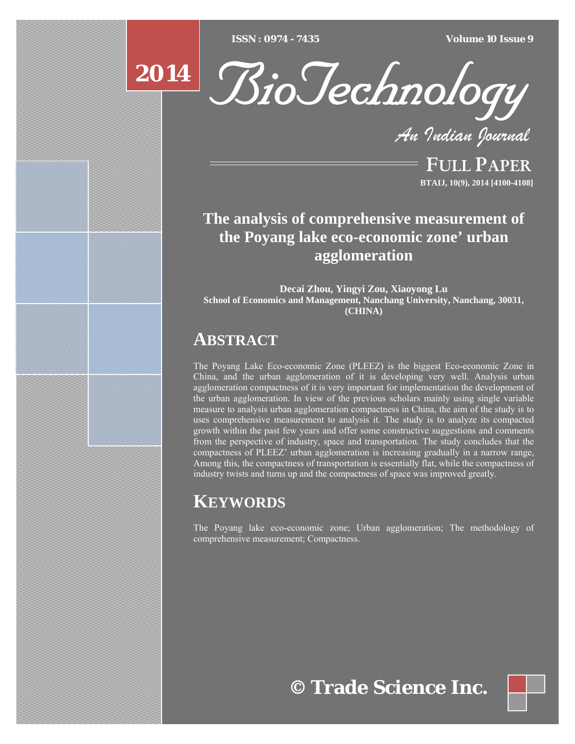# The analysis of comprehensive measurement of the Poyang lake eco-economic zone' urban agglomeration

**Decai Zhou, Yingyi Zou, Xiaoyong Lu**
**School of Economics and Management, Nanchang University, Nanchang, 30031, (CHINA)**

## ABSTRACT

The Poyang Lake Eco-economic Zone (PLEEZ) is the biggest Eco-economic Zone in China, and the urban agglomeration of it is developing very well. Analysis urban agglomeration compactness of it is very important for implementation the development of the urban agglomeration. In view of the previous scholars mainly using single variable measure to analysis urban agglomeration compactness in China, the aim of the study is to uses comprehensive measurement to analysis it. The study is to analyze its compacted growth within the past few years and offer some constructive suggestions and comments from the perspective of industry, space and transportation. The study concludes that the compactness of PLEEZ' urban agglomeration is increasing gradually in a narrow range, Among this, the compactness of transportation is essentially flat, while the compactness of industry twists and turns up and the compactness of space was improved greatly.

## KEYWORDS

The Poyang lake eco-economic zone; Urban agglomeration; The methodology of comprehensive measurement; Compactness.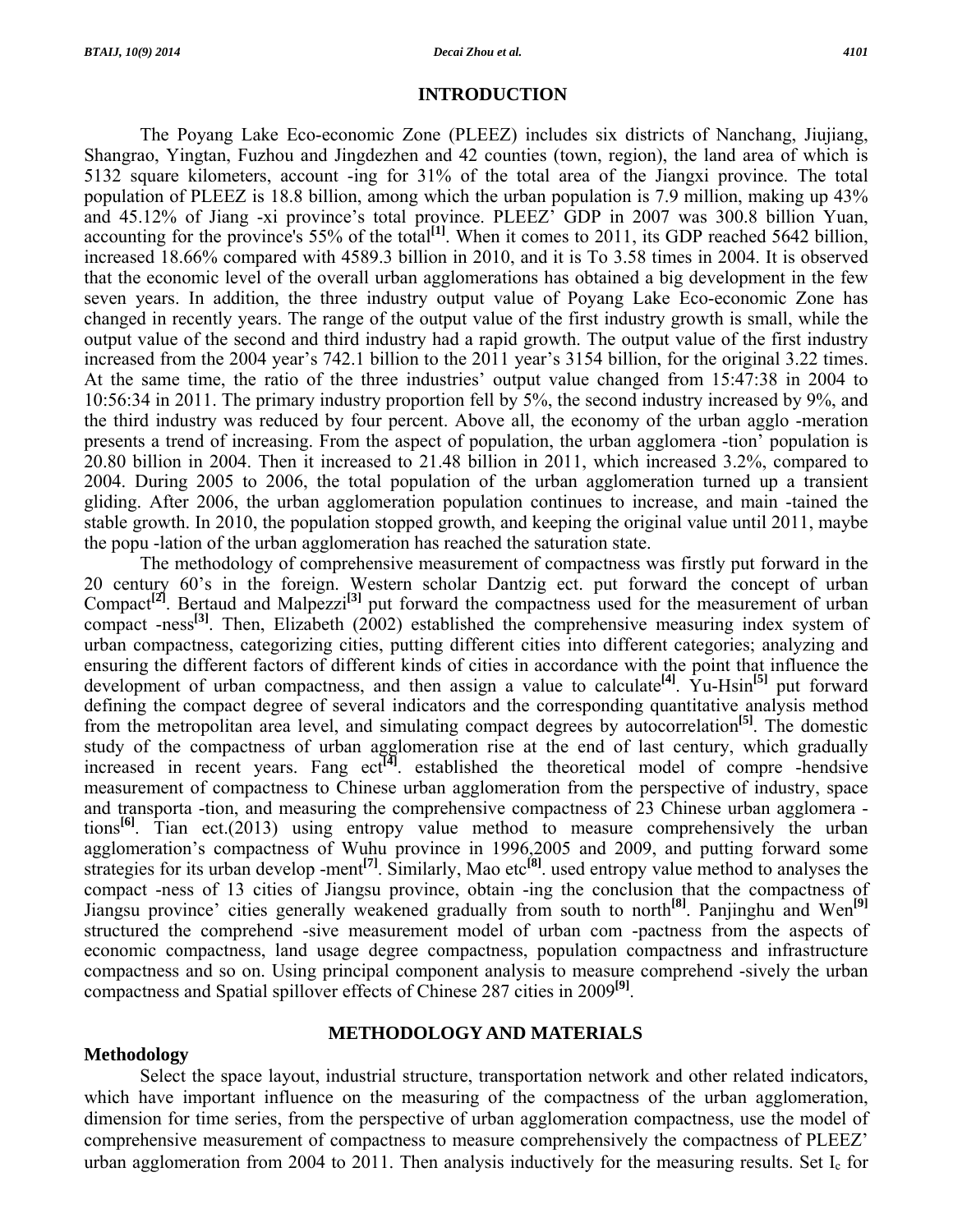# INTRODUCTION

The Poyang Lake Eco-economic Zone (PLEEZ) includes six districts of Nanchang, Jiujiang, Shangrao, Yingtan, Fuzhou and Jingdezhen and 42 counties (town, region), the land area of which is 5132 square kilometers, account -ing for 31% of the total area of the Jiangxi province. The total population of PLEEZ is 18.8 billion, among which the urban population is 7.9 million, making up 43% and 45.12% of Jiang -xi province's total province. PLEEZ' GDP in 2007 was 300.8 billion Yuan, accounting for the province's 55% of the total[1]. When it comes to 2011, its GDP reached 5642 billion, increased 18.66% compared with 4589.3 billion in 2010, and it is To 3.58 times in 2004. It is observed that the economic level of the overall urban agglomerations has obtained a big development in the few seven years. In addition, the three industry output value of Poyang Lake Eco-economic Zone has changed in recently years. The range of the output value of the first industry growth is small, while the output value of the second and third industry had a rapid growth. The output value of the first industry increased from the 2004 year's 742.1 billion to the 2011 year's 3154 billion, for the original 3.22 times. At the same time, the ratio of the three industries' output value changed from 15:47:38 in 2004 to 10:56:34 in 2011. The primary industry proportion fell by 5%, the second industry increased by 9%, and the third industry was reduced by four percent. Above all, the economy of the urban agglo -meration presents a trend of increasing. From the aspect of population, the urban agglomera -tion' population is 20.80 billion in 2004. Then it increased to 21.48 billion in 2011, which increased 3.2%, compared to 2004. During 2005 to 2006, the total population of the urban agglomeration turned up a transient gliding. After 2006, the urban agglomeration population continues to increase, and main -tained the stable growth. In 2010, the population stopped growth, and keeping the original value until 2011, maybe the popu -lation of the urban agglomeration has reached the saturation state.

The methodology of comprehensive measurement of compactness was firstly put forward in the 20 century 60's in the foreign. Western scholar Dantzig ect. put forward the concept of urban Compact[2]. Bertaud and Malpezzi[3] put forward the compactness used for the measurement of urban compact -ness[3]. Then, Elizabeth (2002) established the comprehensive measuring index system of urban compactness, categorizing cities, putting different cities into different categories; analyzing and ensuring the different factors of different kinds of cities in accordance with the point that influence the development of urban compactness, and then assign a value to calculate[4]. Yu-Hsin[5] put forward defining the compact degree of several indicators and the corresponding quantitative analysis method from the metropolitan area level, and simulating compact degrees by autocorrelation[5]. The domestic study of the compactness of urban agglomeration rise at the end of last century, which gradually increased in recent years. Fang ect[4]. established the theoretical model of compre -hendsive measurement of compactness to Chinese urban agglomeration from the perspective of industry, space and transporta -tion, and measuring the comprehensive compactness of 23 Chinese urban agglomera -tions[6]. Tian ect.(2013) using entropy value method to measure comprehensively the urban agglomeration's compactness of Wuhu province in 1996,2005 and 2009, and putting forward some strategies for its urban develop -ment[7]. Similarly, Mao etc[8]. used entropy value method to analyses the compact -ness of 13 cities of Jiangsu province, obtain -ing the conclusion that the compactness of Jiangsu province' cities generally weakened gradually from south to north[8]. Panjinghu and Wen[9] structured the comprehend -sive measurement model of urban com -pactness from the aspects of economic compactness, land usage degree compactness, population compactness and infrastructure compactness and so on. Using principal component analysis to measure comprehend -sively the urban compactness and Spatial spillover effects of Chinese 287 cities in 2009[9].

# METHODOLOGY AND MATERIALS

## Methodology

Select the space layout, industrial structure, transportation network and other related indicators, which have important influence on the measuring of the compactness of the urban agglomeration, dimension for time series, from the perspective of urban agglomeration compactness, use the model of comprehensive measurement of compactness to measure comprehensively the compactness of PLEEZ' urban agglomeration from 2004 to 2011. Then analysis inductively for the measuring results. Set $I_c$ for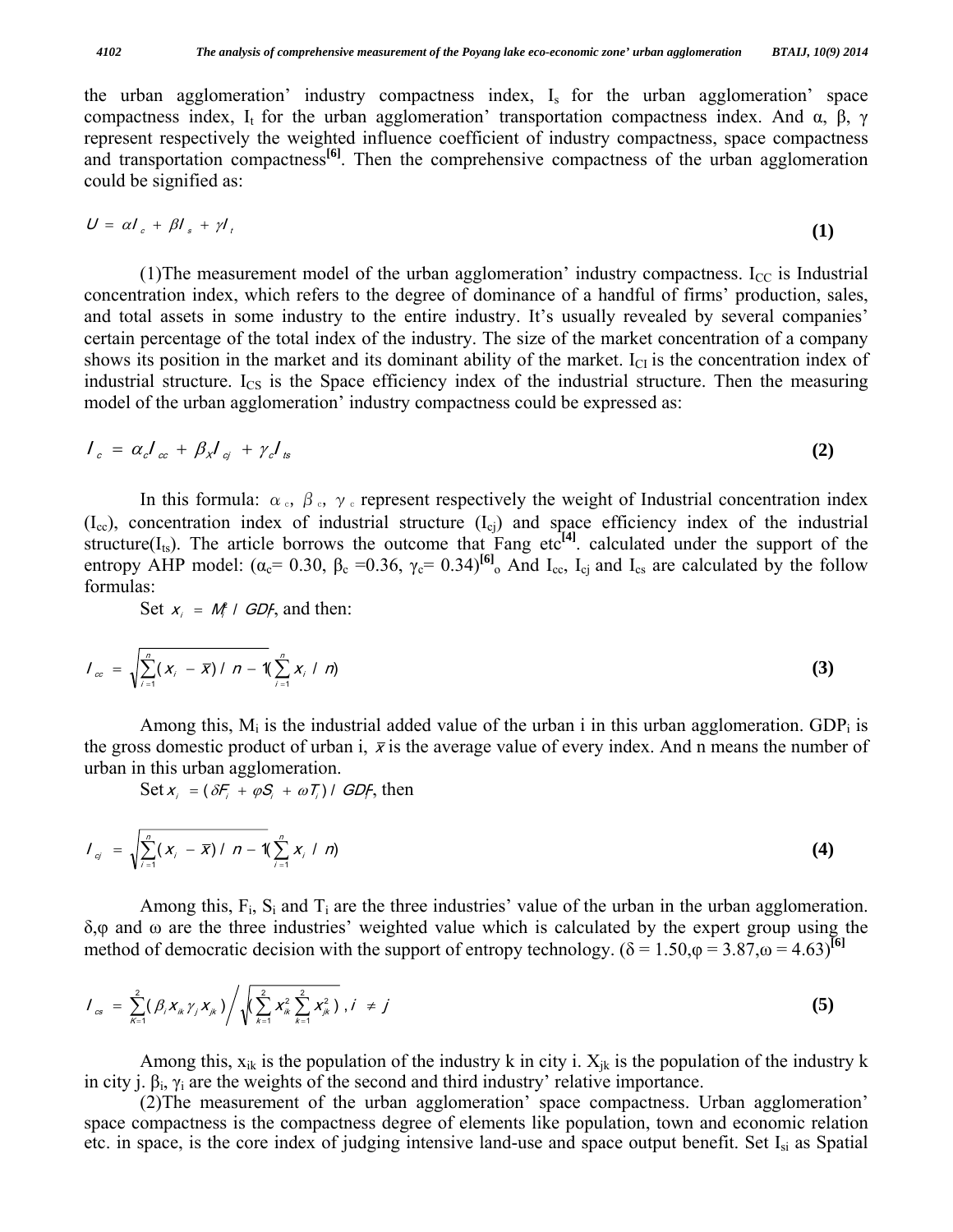the urban agglomeration' industry compactness index, $I_s$ for the urban agglomeration' space compactness index, $I_t$ for the urban agglomeration' transportation compactness index. And α, β, γ represent respectively the weighted influence coefficient of industry compactness, space compactness and transportation compactness[6]. Then the comprehensive compactness of the urban agglomeration could be signified as:

$$U = \alpha I_c + \beta I_s + \gamma I_t \tag{1}$$

(1)The measurement model of the urban agglomeration' industry compactness. $I_{CC}$ is Industrial concentration index, which refers to the degree of dominance of a handful of firms' production, sales, and total assets in some industry to the entire industry. It's usually revealed by several companies' certain percentage of the total index of the industry. The size of the market concentration of a company shows its position in the market and its dominant ability of the market. $I_{CI}$ is the concentration index of industrial structure. $I_{CS}$ is the Space efficiency index of the industrial structure. Then the measuring model of the urban agglomeration' industry compactness could be expressed as:

$$I_c = \alpha_c I_{cc} + \beta_X I_{cj} + \gamma_c I_{ts} \tag{2}$$

In this formula: $\alpha_c$, $\beta_c$, $\gamma_c$ represent respectively the weight of Industrial concentration index ($I_{cc}$), concentration index of industrial structure ($I_{cj}$) and space efficiency index of the industrial structure($I_{ts}$). The article borrows the outcome that Fang etc[4]. calculated under the support of the entropy AHP model: ($\alpha_c$= 0.30, $\beta_c$ =0.36, $\gamma_c$= 0.34)[6]o And $I_{cc}$, $I_{cj}$ and $I_{cs}$ are calculated by the follow formulas:

Set $x_i = M_i / GDP_i$, and then:

$$I_{cc} = \sqrt{\sum_{i=1}^{n} (x_i - \bar{x}) / n - 1} (\sum_{i=1}^{n} x_i / n) \tag{3}$$

Among this, $M_i$ is the industrial added value of the urban i in this urban agglomeration. $GDP_i$ is the gross domestic product of urban i, $\bar{x}$ is the average value of every index. And n means the number of urban in this urban agglomeration.

Set $x_i = (\delta F_i + \varphi S_i + \omega T_i) / GDP_i$, then

$$I_{cj} = \sqrt{\sum_{i=1}^{n} (x_i - \bar{x}) / n - 1} (\sum_{i=1}^{n} x_i / n) \tag{4}$$

Among this, $F_i$, $S_i$ and $T_i$ are the three industries' value of the urban in the urban agglomeration. δ,φ and ω are the three industries' weighted value which is calculated by the expert group using the method of democratic decision with the support of entropy technology. (δ = 1.50,φ = 3.87,ω = 4.63)[6]

$$I_{cs} = \sum_{K=1}^{2} (\beta_i x_{ik} \gamma_j x_{jk}) \Big/ \sqrt{(\sum_{k=1}^{2} x_{ik}^2 \sum_{k=1}^{2} x_{jk}^2)}, i \neq j \tag{5}$$

Among this, $x_{ik}$ is the population of the industry k in city i. $X_{jk}$ is the population of the industry k in city j. $\beta_i$, $\gamma_i$ are the weights of the second and third industry' relative importance.

(2)The measurement of the urban agglomeration' space compactness. Urban agglomeration' space compactness is the compactness degree of elements like population, town and economic relation etc. in space, is the core index of judging intensive land-use and space output benefit. Set $I_{si}$ as Spatial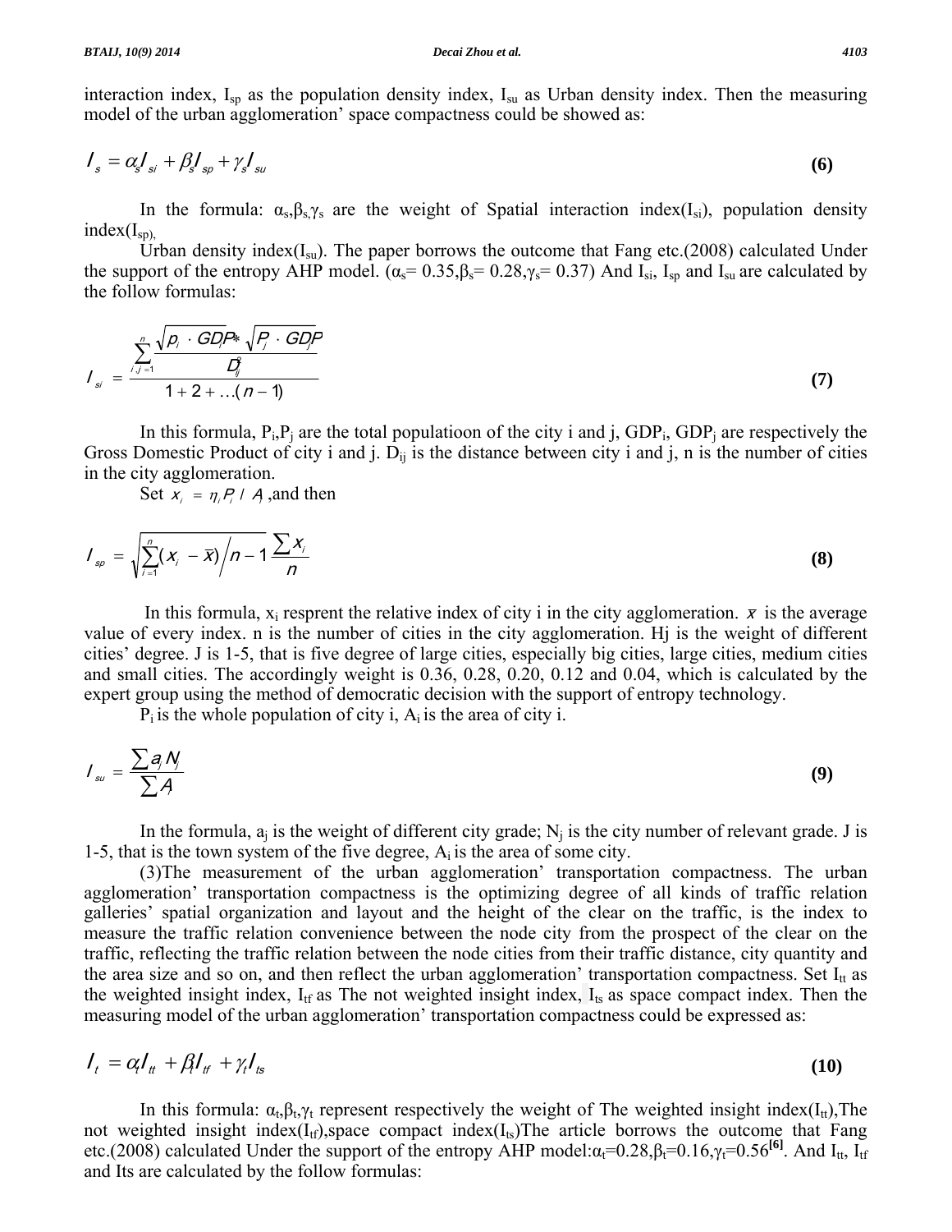interaction index, $I_{sp}$ as the population density index, $I_{su}$ as Urban density index. Then the measuring model of the urban agglomeration' space compactness could be showed as:

$$I_s = \alpha_s I_{si} + \beta_s I_{sp} + \gamma_s I_{su} \tag{6}$$

In the formula: $\alpha_s$,$\beta_s$,$\gamma_s$ are the weight of Spatial interaction index($I_{si}$), population density index($I_{sp}$),

Urban density index($I_{su}$). The paper borrows the outcome that Fang etc.(2008) calculated Under the support of the entropy AHP model. ($\alpha_s$= 0.35,$\beta_s$= 0.28,$\gamma_s$= 0.37) And $I_{si}$, $I_{sp}$ and $I_{su}$ are calculated by the follow formulas:

$$I_{si} = \frac{\sum_{i,j=1}^{n} \frac{\sqrt{p_i \cdot GDP_i} * \sqrt{P_j \cdot GDP_j}}{D_{ij}^2}}{1+2+\ldots(n-1)} \tag{7}$$

In this formula, $P_i$,$P_j$ are the total populatioon of the city i and j, $GDP_i$, $GDP_j$ are respectively the Gross Domestic Product of city i and j. $D_{ij}$ is the distance between city i and j, n is the number of cities in the city agglomeration.

Set $x_i = \eta_i P_i / A_i$ ,and then

$$I_{sp} = \sqrt{\sum_{i=1}^{n}(x_i - \bar{x}) \Big/ n-1} \frac{\sum x_i}{n} \tag{8}$$

In this formula, $x_i$ resprent the relative index of city i in the city agglomeration. $\bar{x}$ is the average value of every index. n is the number of cities in the city agglomeration. Hj is the weight of different cities' degree. J is 1-5, that is five degree of large cities, especially big cities, large cities, medium cities and small cities. The accordingly weight is 0.36, 0.28, 0.20, 0.12 and 0.04, which is calculated by the expert group using the method of democratic decision with the support of entropy technology.

$P_i$ is the whole population of city i, $A_i$ is the area of city i.

$$I_{su} = \frac{\sum a_j N_j}{\sum A_i} \tag{9}$$

In the formula, $a_j$ is the weight of different city grade; $N_j$ is the city number of relevant grade. J is 1-5, that is the town system of the five degree, $A_i$ is the area of some city.

(3)The measurement of the urban agglomeration' transportation compactness. The urban agglomeration' transportation compactness is the optimizing degree of all kinds of traffic relation galleries' spatial organization and layout and the height of the clear on the traffic, is the index to measure the traffic relation convenience between the node city from the prospect of the clear on the traffic, reflecting the traffic relation between the node cities from their traffic distance, city quantity and the area size and so on, and then reflect the urban agglomeration' transportation compactness. Set $I_{tt}$ as the weighted insight index, $I_{tf}$ as The not weighted insight index, $I_{ts}$ as space compact index. Then the measuring model of the urban agglomeration' transportation compactness could be expressed as:

$$I_t = \alpha_t I_{tt} + \beta_t I_{tf} + \gamma_t I_{ts} \tag{10}$$

In this formula: $\alpha_t$,$\beta_t$,$\gamma_t$ represent respectively the weight of The weighted insight index($I_{tt}$),The not weighted insight index($I_{tf}$),space compact index($I_{ts}$)The article borrows the outcome that Fang etc.(2008) calculated Under the support of the entropy AHP model:$\alpha_t$=0.28,$\beta_t$=0.16,$\gamma_t$=0.56[6]. And $I_{tt}$, $I_{tf}$ and Its are calculated by the follow formulas: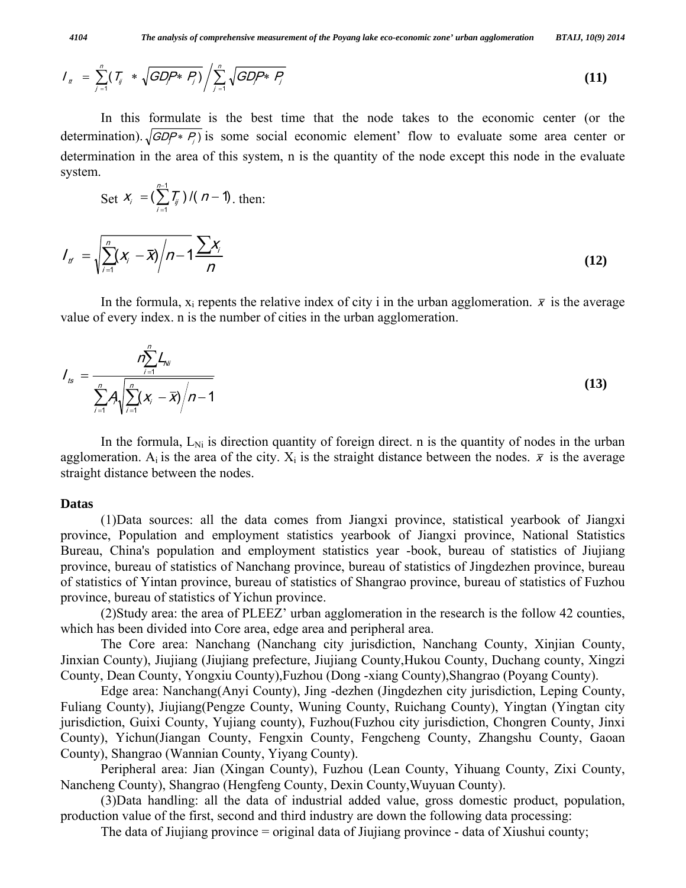$$I_{tt} = \sum_{j=1}^{n}(T_{ij} * \sqrt{GDP_j * P_j}) \Big/ \sum_{j=1}^{n}\sqrt{GDP_j * P_j} \quad \textbf{(11)}$$

In this formulate is the best time that the node takes to the economic center (or the determination). $\sqrt{GDP_j * P_j}$ is some social economic element' flow to evaluate some area center or determination in the area of this system, n is the quantity of the node except this node in the evaluate system.

Set $x_i = (\sum_{i=1}^{n-1} T_{ij}) / (n-1)$. then:

$$I_{tf} = \sqrt{\sum_{i=1}^{n}(x_i - \bar{x}) \Big/ n-1} \, \frac{\sum x_i}{n} \quad \textbf{(12)}$$

In the formula, $x_i$ repents the relative index of city i in the urban agglomeration. $\bar{x}$ is the average value of every index. n is the number of cities in the urban agglomeration.

$$I_{ts} = \frac{n\sum_{i=1}^{n} L_{Ni}}{\sum_{i=1}^{n} A_i \sqrt{\sum_{i=1}^{n}(x_i - \bar{x}) \Big/ n-1}} \quad \textbf{(13)}$$

In the formula, $L_{Ni}$ is direction quantity of foreign direct. n is the quantity of nodes in the urban agglomeration. $A_i$ is the area of the city. $X_i$ is the straight distance between the nodes. $\bar{x}$ is the average straight distance between the nodes.

### Datas

(1)Data sources: all the data comes from Jiangxi province, statistical yearbook of Jiangxi province, Population and employment statistics yearbook of Jiangxi province, National Statistics Bureau, China's population and employment statistics year -book, bureau of statistics of Jiujiang province, bureau of statistics of Nanchang province, bureau of statistics of Jingdezhen province, bureau of statistics of Yintan province, bureau of statistics of Shangrao province, bureau of statistics of Fuzhou province, bureau of statistics of Yichun province.

(2)Study area: the area of PLEEZ' urban agglomeration in the research is the follow 42 counties, which has been divided into Core area, edge area and peripheral area.

The Core area: Nanchang (Nanchang city jurisdiction, Nanchang County, Xinjian County, Jinxian County), Jiujiang (Jiujiang prefecture, Jiujiang County,Hukou County, Duchang county, Xingzi County, Dean County, Yongxiu County),Fuzhou (Dong -xiang County),Shangrao (Poyang County).

Edge area: Nanchang(Anyi County), Jing -dezhen (Jingdezhen city jurisdiction, Leping County, Fuliang County), Jiujiang(Pengze County, Wuning County, Ruichang County), Yingtan (Yingtan city jurisdiction, Guixi County, Yujiang county), Fuzhou(Fuzhou city jurisdiction, Chongren County, Jinxi County), Yichun(Jiangan County, Fengxin County, Fengcheng County, Zhangshu County, Gaoan County), Shangrao (Wannian County, Yiyang County).

Peripheral area: Jian (Xingan County), Fuzhou (Lean County, Yihuang County, Zixi County, Nancheng County), Shangrao (Hengfeng County, Dexin County,Wuyuan County).

(3)Data handling: all the data of industrial added value, gross domestic product, population, production value of the first, second and third industry are down the following data processing:

The data of Jiujiang province = original data of Jiujiang province - data of Xiushui county;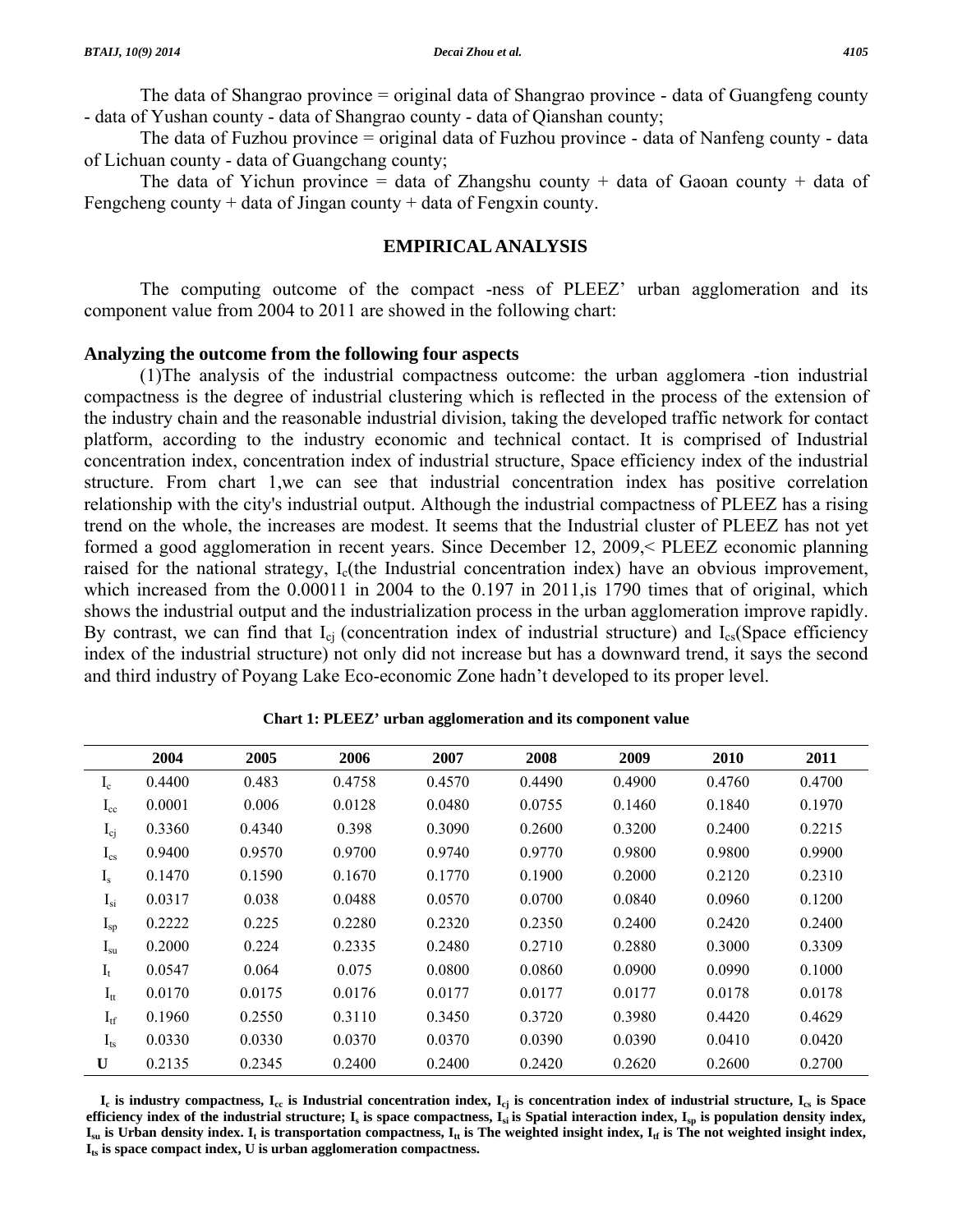The data of Shangrao province = original data of Shangrao province - data of Guangfeng county - data of Yushan county - data of Shangrao county - data of Qianshan county;

The data of Fuzhou province = original data of Fuzhou province - data of Nanfeng county - data of Lichuan county - data of Guangchang county;

The data of Yichun province = data of Zhangshu county + data of Gaoan county + data of Fengcheng county + data of Jingan county + data of Fengxin county.

## EMPIRICAL ANALYSIS

The computing outcome of the compact -ness of PLEEZ' urban agglomeration and its component value from 2004 to 2011 are showed in the following chart:

### Analyzing the outcome from the following four aspects

(1)The analysis of the industrial compactness outcome: the urban agglomera -tion industrial compactness is the degree of industrial clustering which is reflected in the process of the extension of the industry chain and the reasonable industrial division, taking the developed traffic network for contact platform, according to the industry economic and technical contact. It is comprised of Industrial concentration index, concentration index of industrial structure, Space efficiency index of the industrial structure. From chart 1,we can see that industrial concentration index has positive correlation relationship with the city's industrial output. Although the industrial compactness of PLEEZ has a rising trend on the whole, the increases are modest. It seems that the Industrial cluster of PLEEZ has not yet formed a good agglomeration in recent years. Since December 12, 2009,< PLEEZ economic planning raised for the national strategy, $I_c$(the Industrial concentration index) have an obvious improvement, which increased from the 0.00011 in 2004 to the 0.197 in 2011,is 1790 times that of original, which shows the industrial output and the industrialization process in the urban agglomeration improve rapidly. By contrast, we can find that $I_{cj}$ (concentration index of industrial structure) and $I_{cs}$(Space efficiency index of the industrial structure) not only did not increase but has a downward trend, it says the second and third industry of Poyang Lake Eco-economic Zone hadn't developed to its proper level.

**Chart 1: PLEEZ' urban agglomeration and its component value**

| | 2004 | 2005 | 2006 | 2007 | 2008 | 2009 | 2010 | 2011 |
|---|---|---|---|---|---|---|---|---|
| $I_c$ | 0.4400 | 0.483 | 0.4758 | 0.4570 | 0.4490 | 0.4900 | 0.4760 | 0.4700 |
| $I_{cc}$ | 0.0001 | 0.006 | 0.0128 | 0.0480 | 0.0755 | 0.1460 | 0.1840 | 0.1970 |
| $I_{cj}$ | 0.3360 | 0.4340 | 0.398 | 0.3090 | 0.2600 | 0.3200 | 0.2400 | 0.2215 |
| $I_{cs}$ | 0.9400 | 0.9570 | 0.9700 | 0.9740 | 0.9770 | 0.9800 | 0.9800 | 0.9900 |
| $I_s$ | 0.1470 | 0.1590 | 0.1670 | 0.1770 | 0.1900 | 0.2000 | 0.2120 | 0.2310 |
| $I_{si}$ | 0.0317 | 0.038 | 0.0488 | 0.0570 | 0.0700 | 0.0840 | 0.0960 | 0.1200 |
| $I_{sp}$ | 0.2222 | 0.225 | 0.2280 | 0.2320 | 0.2350 | 0.2400 | 0.2420 | 0.2400 |
| $I_{su}$ | 0.2000 | 0.224 | 0.2335 | 0.2480 | 0.2710 | 0.2880 | 0.3000 | 0.3309 |
| $I_t$ | 0.0547 | 0.064 | 0.075 | 0.0800 | 0.0860 | 0.0900 | 0.0990 | 0.1000 |
| $I_{tt}$ | 0.0170 | 0.0175 | 0.0176 | 0.0177 | 0.0177 | 0.0177 | 0.0178 | 0.0178 |
| $I_{tf}$ | 0.1960 | 0.2550 | 0.3110 | 0.3450 | 0.3720 | 0.3980 | 0.4420 | 0.4629 |
| $I_{ts}$ | 0.0330 | 0.0330 | 0.0370 | 0.0370 | 0.0390 | 0.0390 | 0.0410 | 0.0420 |
| U | 0.2135 | 0.2345 | 0.2400 | 0.2400 | 0.2420 | 0.2620 | 0.2600 | 0.2700 |

**$I_c$ is industry compactness, $I_{cc}$ is Industrial concentration index, $I_{cj}$ is concentration index of industrial structure, $I_{cs}$ is Space efficiency index of the industrial structure; $I_s$ is space compactness, $I_{si}$ is Spatial interaction index, $I_{sp}$ is population density index, $I_{su}$ is Urban density index. $I_t$ is transportation compactness, $I_{tt}$ is The weighted insight index, $I_{tf}$ is The not weighted insight index, $I_{ts}$ is space compact index, U is urban agglomeration compactness.**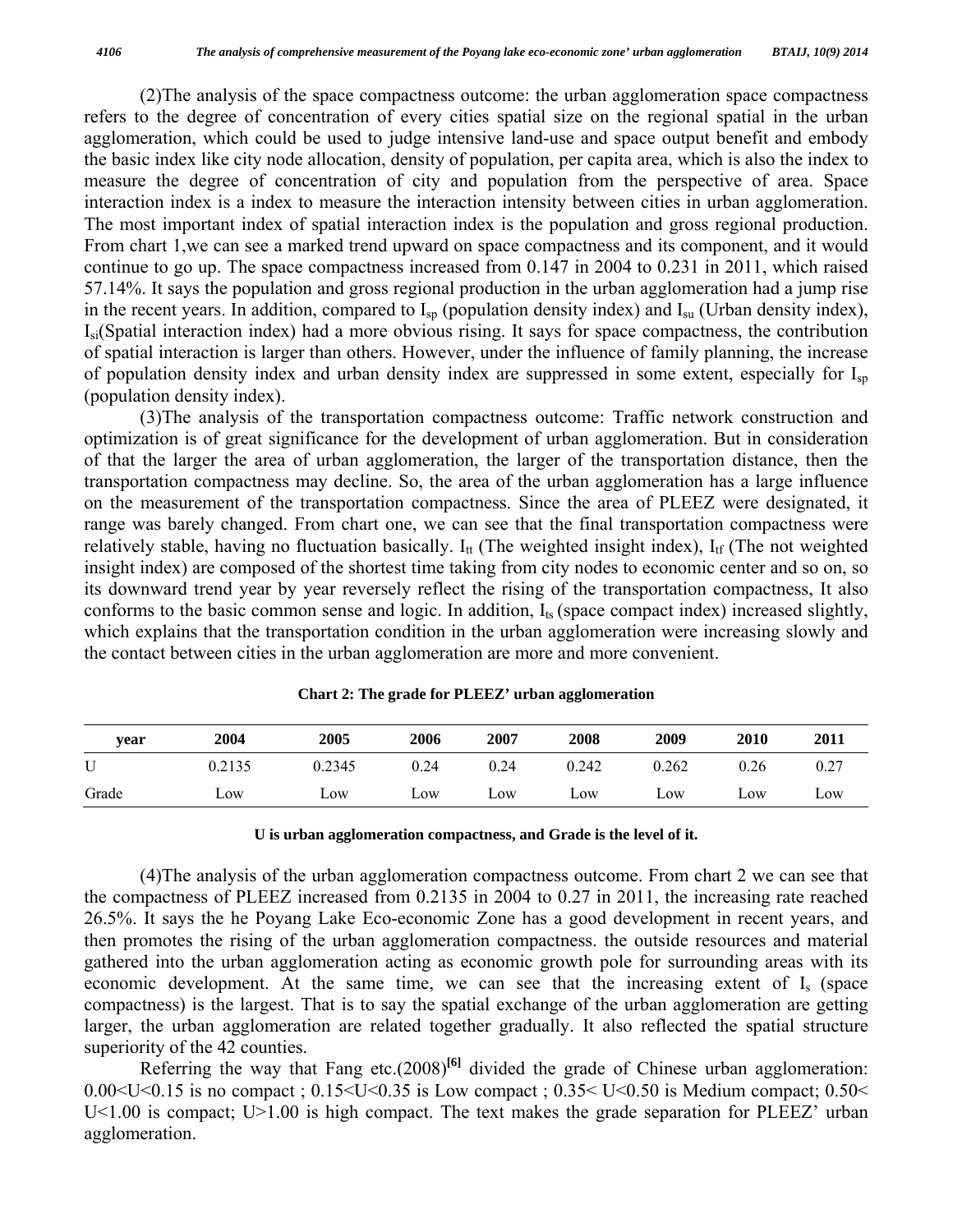(2)The analysis of the space compactness outcome: the urban agglomeration space compactness refers to the degree of concentration of every cities spatial size on the regional spatial in the urban agglomeration, which could be used to judge intensive land-use and space output benefit and embody the basic index like city node allocation, density of population, per capita area, which is also the index to measure the degree of concentration of city and population from the perspective of area. Space interaction index is a index to measure the interaction intensity between cities in urban agglomeration. The most important index of spatial interaction index is the population and gross regional production. From chart 1,we can see a marked trend upward on space compactness and its component, and it would continue to go up. The space compactness increased from 0.147 in 2004 to 0.231 in 2011, which raised 57.14%. It says the population and gross regional production in the urban agglomeration had a jump rise in the recent years. In addition, compared to $I_{sp}$ (population density index) and $I_{su}$ (Urban density index), $I_{si}$(Spatial interaction index) had a more obvious rising. It says for space compactness, the contribution of spatial interaction is larger than others. However, under the influence of family planning, the increase of population density index and urban density index are suppressed in some extent, especially for $I_{sp}$ (population density index).

(3)The analysis of the transportation compactness outcome: Traffic network construction and optimization is of great significance for the development of urban agglomeration. But in consideration of that the larger the area of urban agglomeration, the larger of the transportation distance, then the transportation compactness may decline. So, the area of the urban agglomeration has a large influence on the measurement of the transportation compactness. Since the area of PLEEZ were designated, it range was barely changed. From chart one, we can see that the final transportation compactness were relatively stable, having no fluctuation basically. $I_{tt}$ (The weighted insight index), $I_{tf}$ (The not weighted insight index) are composed of the shortest time taking from city nodes to economic center and so on, so its downward trend year by year reversely reflect the rising of the transportation compactness, It also conforms to the basic common sense and logic. In addition, $I_{ts}$ (space compact index) increased slightly, which explains that the transportation condition in the urban agglomeration were increasing slowly and the contact between cities in the urban agglomeration are more and more convenient.

**Chart 2: The grade for PLEEZ' urban agglomeration**

| year | 2004 | 2005 | 2006 | 2007 | 2008 | 2009 | 2010 | 2011 |
|---|---|---|---|---|---|---|---|---|
| U | 0.2135 | 0.2345 | 0.24 | 0.24 | 0.242 | 0.262 | 0.26 | 0.27 |
| Grade | Low | Low | Low | Low | Low | Low | Low | Low |

**U is urban agglomeration compactness, and Grade is the level of it.**

(4)The analysis of the urban agglomeration compactness outcome. From chart 2 we can see that the compactness of PLEEZ increased from 0.2135 in 2004 to 0.27 in 2011, the increasing rate reached 26.5%. It says the he Poyang Lake Eco-economic Zone has a good development in recent years, and then promotes the rising of the urban agglomeration compactness. the outside resources and material gathered into the urban agglomeration acting as economic growth pole for surrounding areas with its economic development. At the same time, we can see that the increasing extent of $I_s$ (space compactness) is the largest. That is to say the spatial exchange of the urban agglomeration are getting larger, the urban agglomeration are related together gradually. It also reflected the spatial structure superiority of the 42 counties.

Referring the way that Fang etc.(2008)[6] divided the grade of Chinese urban agglomeration: $0.00<U<0.15$ is no compact ; $0.15<U<0.35$ is Low compact ; $0.35< U<0.50$ is Medium compact; $0.50< U<1.00$ is compact; $U>1.00$ is high compact. The text makes the grade separation for PLEEZ' urban agglomeration.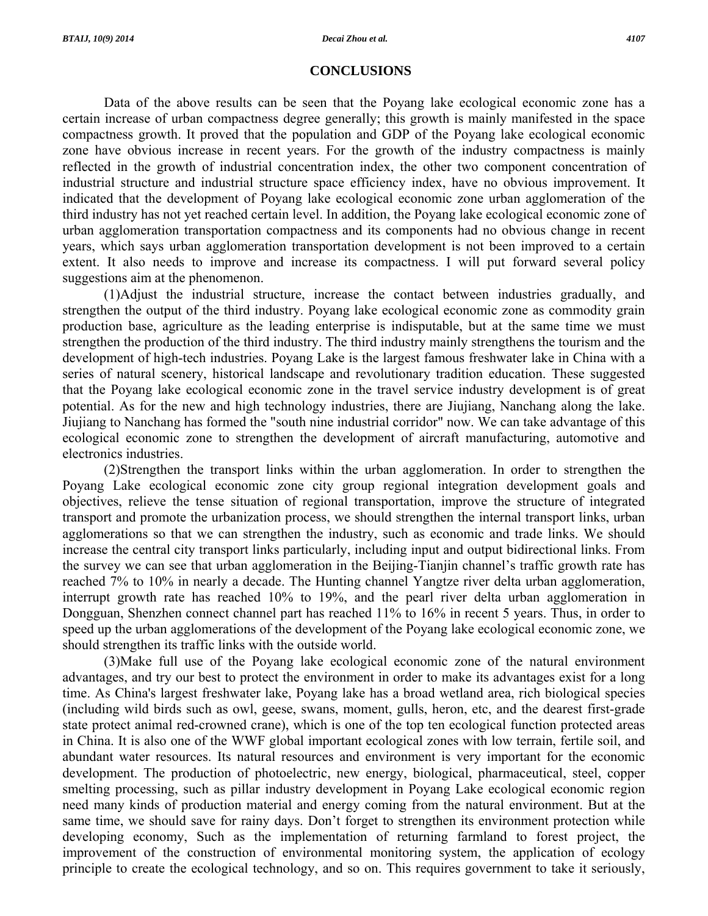## CONCLUSIONS

Data of the above results can be seen that the Poyang lake ecological economic zone has a certain increase of urban compactness degree generally; this growth is mainly manifested in the space compactness growth. It proved that the population and GDP of the Poyang lake ecological economic zone have obvious increase in recent years. For the growth of the industry compactness is mainly reflected in the growth of industrial concentration index, the other two component concentration of industrial structure and industrial structure space efficiency index, have no obvious improvement. It indicated that the development of Poyang lake ecological economic zone urban agglomeration of the third industry has not yet reached certain level. In addition, the Poyang lake ecological economic zone of urban agglomeration transportation compactness and its components had no obvious change in recent years, which says urban agglomeration transportation development is not been improved to a certain extent. It also needs to improve and increase its compactness. I will put forward several policy suggestions aim at the phenomenon.

(1)Adjust the industrial structure, increase the contact between industries gradually, and strengthen the output of the third industry. Poyang lake ecological economic zone as commodity grain production base, agriculture as the leading enterprise is indisputable, but at the same time we must strengthen the production of the third industry. The third industry mainly strengthens the tourism and the development of high-tech industries. Poyang Lake is the largest famous freshwater lake in China with a series of natural scenery, historical landscape and revolutionary tradition education. These suggested that the Poyang lake ecological economic zone in the travel service industry development is of great potential. As for the new and high technology industries, there are Jiujiang, Nanchang along the lake. Jiujiang to Nanchang has formed the "south nine industrial corridor" now. We can take advantage of this ecological economic zone to strengthen the development of aircraft manufacturing, automotive and electronics industries.

(2)Strengthen the transport links within the urban agglomeration. In order to strengthen the Poyang Lake ecological economic zone city group regional integration development goals and objectives, relieve the tense situation of regional transportation, improve the structure of integrated transport and promote the urbanization process, we should strengthen the internal transport links, urban agglomerations so that we can strengthen the industry, such as economic and trade links. We should increase the central city transport links particularly, including input and output bidirectional links. From the survey we can see that urban agglomeration in the Beijing-Tianjin channel's traffic growth rate has reached 7% to 10% in nearly a decade. The Hunting channel Yangtze river delta urban agglomeration, interrupt growth rate has reached 10% to 19%, and the pearl river delta urban agglomeration in Dongguan, Shenzhen connect channel part has reached 11% to 16% in recent 5 years. Thus, in order to speed up the urban agglomerations of the development of the Poyang lake ecological economic zone, we should strengthen its traffic links with the outside world.

(3)Make full use of the Poyang lake ecological economic zone of the natural environment advantages, and try our best to protect the environment in order to make its advantages exist for a long time. As China's largest freshwater lake, Poyang lake has a broad wetland area, rich biological species (including wild birds such as owl, geese, swans, moment, gulls, heron, etc, and the dearest first-grade state protect animal red-crowned crane), which is one of the top ten ecological function protected areas in China. It is also one of the WWF global important ecological zones with low terrain, fertile soil, and abundant water resources. Its natural resources and environment is very important for the economic development. The production of photoelectric, new energy, biological, pharmaceutical, steel, copper smelting processing, such as pillar industry development in Poyang Lake ecological economic region need many kinds of production material and energy coming from the natural environment. But at the same time, we should save for rainy days. Don't forget to strengthen its environment protection while developing economy, Such as the implementation of returning farmland to forest project, the improvement of the construction of environmental monitoring system, the application of ecology principle to create the ecological technology, and so on. This requires government to take it seriously,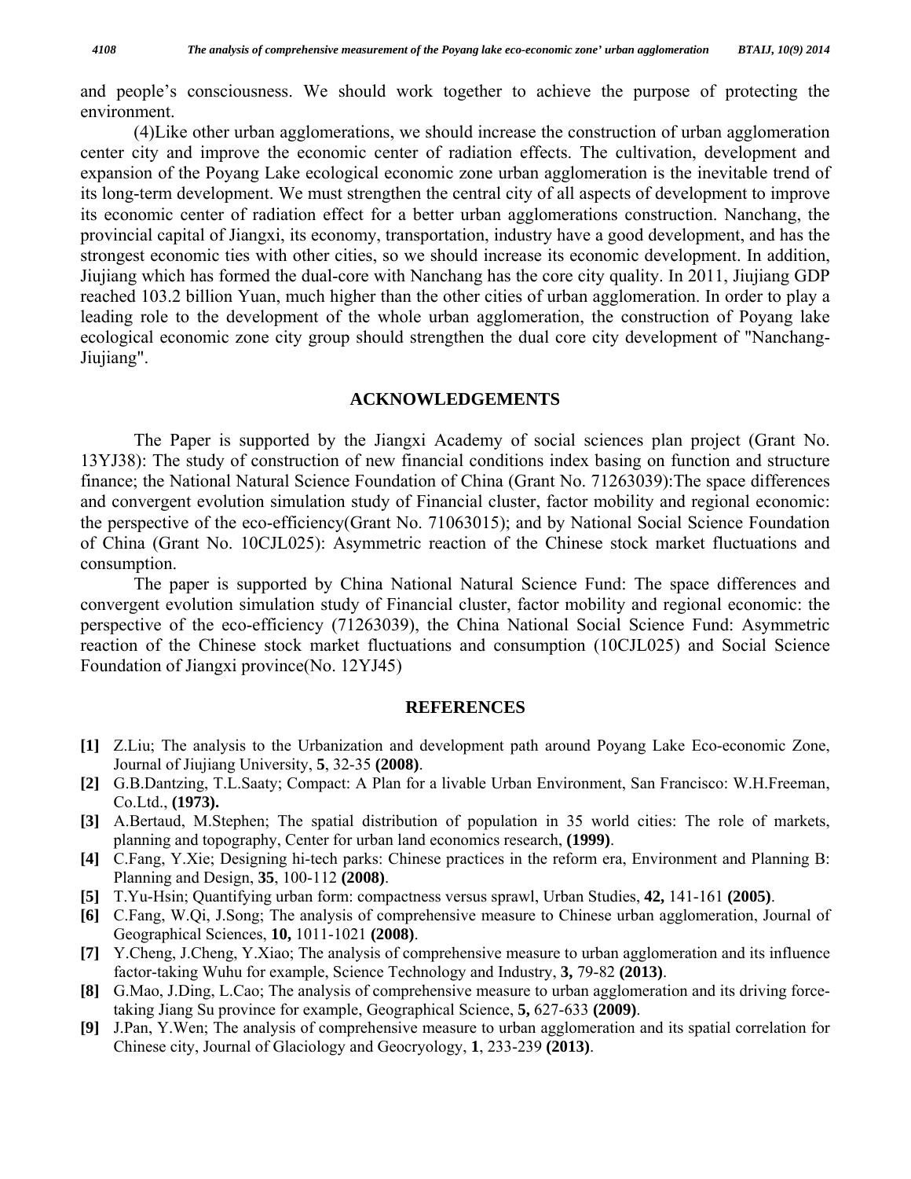and people's consciousness. We should work together to achieve the purpose of protecting the environment.

(4)Like other urban agglomerations, we should increase the construction of urban agglomeration center city and improve the economic center of radiation effects. The cultivation, development and expansion of the Poyang Lake ecological economic zone urban agglomeration is the inevitable trend of its long-term development. We must strengthen the central city of all aspects of development to improve its economic center of radiation effect for a better urban agglomerations construction. Nanchang, the provincial capital of Jiangxi, its economy, transportation, industry have a good development, and has the strongest economic ties with other cities, so we should increase its economic development. In addition, Jiujiang which has formed the dual-core with Nanchang has the core city quality. In 2011, Jiujiang GDP reached 103.2 billion Yuan, much higher than the other cities of urban agglomeration. In order to play a leading role to the development of the whole urban agglomeration, the construction of Poyang lake ecological economic zone city group should strengthen the dual core city development of "Nanchang-Jiujiang".

## ACKNOWLEDGEMENTS

The Paper is supported by the Jiangxi Academy of social sciences plan project (Grant No. 13YJ38): The study of construction of new financial conditions index basing on function and structure finance; the National Natural Science Foundation of China (Grant No. 71263039):The space differences and convergent evolution simulation study of Financial cluster, factor mobility and regional economic: the perspective of the eco-efficiency(Grant No. 71063015); and by National Social Science Foundation of China (Grant No. 10CJL025): Asymmetric reaction of the Chinese stock market fluctuations and consumption.

The paper is supported by China National Natural Science Fund: The space differences and convergent evolution simulation study of Financial cluster, factor mobility and regional economic: the perspective of the eco-efficiency (71263039), the China National Social Science Fund: Asymmetric reaction of the Chinese stock market fluctuations and consumption (10CJL025) and Social Science Foundation of Jiangxi province(No. 12YJ45)

## REFERENCES

**[1]** Z.Liu; The analysis to the Urbanization and development path around Poyang Lake Eco-economic Zone, Journal of Jiujiang University, **5**, 32-35 **(2008)**.

**[2]** G.B.Dantzing, T.L.Saaty; Compact: A Plan for a livable Urban Environment, San Francisco: W.H.Freeman, Co.Ltd., **(1973).**

**[3]** A.Bertaud, M.Stephen; The spatial distribution of population in 35 world cities: The role of markets, planning and topography, Center for urban land economics research, **(1999)**.

**[4]** C.Fang, Y.Xie; Designing hi-tech parks: Chinese practices in the reform era, Environment and Planning B: Planning and Design, **35**, 100-112 **(2008)**.

**[5]** T.Yu-Hsin; Quantifying urban form: compactness versus sprawl, Urban Studies, **42,** 141-161 **(2005)**.

**[6]** C.Fang, W.Qi, J.Song; The analysis of comprehensive measure to Chinese urban agglomeration, Journal of Geographical Sciences, **10,** 1011-1021 **(2008)**.

**[7]** Y.Cheng, J.Cheng, Y.Xiao; The analysis of comprehensive measure to urban agglomeration and its influence factor-taking Wuhu for example, Science Technology and Industry, **3,** 79-82 **(2013)**.

**[8]** G.Mao, J.Ding, L.Cao; The analysis of comprehensive measure to urban agglomeration and its driving force-taking Jiang Su province for example, Geographical Science, **5,** 627-633 **(2009)**.

**[9]** J.Pan, Y.Wen; The analysis of comprehensive measure to urban agglomeration and its spatial correlation for Chinese city, Journal of Glaciology and Geocryology, **1**, 233-239 **(2013)**.